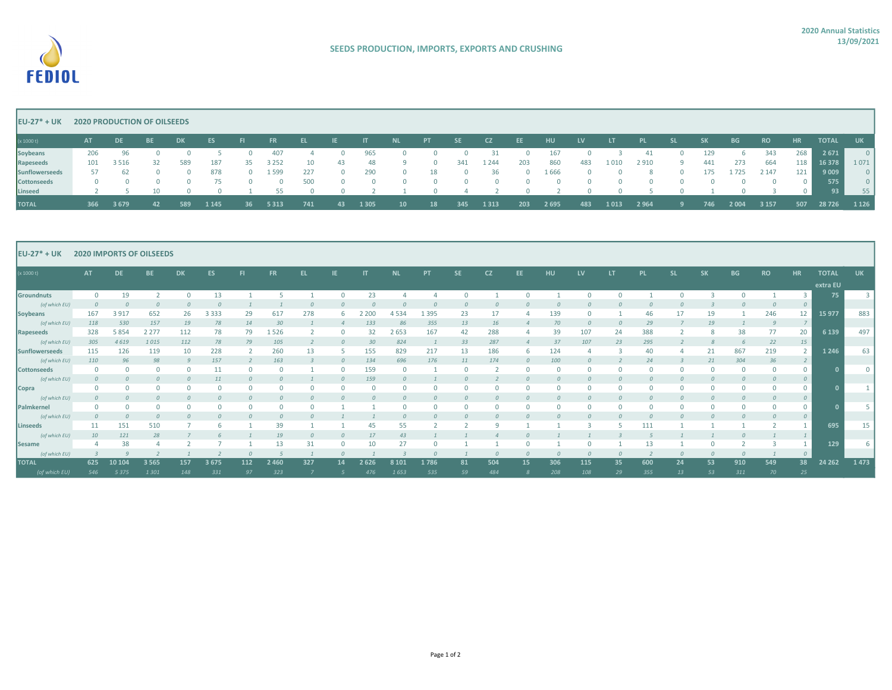**2020 Annual Statistics**
**13/09/2021**

## SEEDS PRODUCTION, IMPORTS, EXPORTS AND CRUSHING

### EU-27* + UK — 2020 PRODUCTION OF OILSEEDS

| (x 1000 t) | AT | DE | BE | DK | ES | FI | FR | EL | IE | IT | NL | PT | SE | CZ | EE | HU | LV | LT | PL | SL | SK | BG | RO | HR | TOTAL | UK |
|---|---|---|---|---|---|---|---|---|---|---|---|---|---|---|---|---|---|---|---|---|---|---|---|---|---|---|
| Soybeans | 206 | 96 | 0 | 0 | 5 | 0 | 407 | 4 | 0 | 965 | 0 | 0 | 0 | 31 | 0 | 167 | 0 | 3 | 41 | 0 | 129 | 6 | 343 | 268 | 2 671 | 0 |
| Rapeseeds | 101 | 3 516 | 32 | 589 | 187 | 35 | 3 252 | 10 | 43 | 48 | 9 | 0 | 341 | 1 244 | 203 | 860 | 483 | 1 010 | 2 910 | 9 | 441 | 273 | 664 | 118 | 16 378 | 1 071 |
| Sunflowerseeds | 57 | 62 | 0 | 0 | 878 | 0 | 1 599 | 227 | 0 | 290 | 0 | 18 | 0 | 36 | 0 | 1 666 | 0 | 0 | 8 | 0 | 175 | 1 725 | 2 147 | 121 | 9 009 | 0 |
| Cottonseeds | 0 | 0 | 0 | 0 | 75 | 0 | 0 | 500 | 0 | 0 | 0 | 0 | 0 | 0 | 0 | 0 | 0 | 0 | 0 | 0 | 0 | 0 | 0 | 0 | 575 | 0 |
| Linseed | 2 | 5 | 10 | 0 | 0 | 1 | 55 | 0 | 0 | 2 | 1 | 0 | 4 | 2 | 0 | 2 | 0 | 0 | 5 | 0 | 1 | 0 | 3 | 0 | 93 | 55 |
| **TOTAL** | 366 | 3 679 | 42 | 589 | 1 145 | 36 | 5 313 | 741 | 43 | 1 305 | 10 | 18 | 345 | 1 313 | 203 | 2 695 | 483 | 1 013 | 2 964 | 9 | 746 | 2 004 | 3 157 | 507 | 28 726 | 1 126 |

### EU-27* + UK — 2020 IMPORTS OF OILSEEDS

| (x 1000 t) | AT | DE | BE | DK | ES | FI | FR | EL | IE | IT | NL | PT | SE | CZ | EE | HU | LV | LT | PL | SL | SK | BG | RO | HR | TOTAL extra EU | UK |
|---|---|---|---|---|---|---|---|---|---|---|---|---|---|---|---|---|---|---|---|---|---|---|---|---|---|---|
| Groundnuts | 0 | 19 | 2 | 0 | 13 | 1 | 5 | 1 | 0 | 23 | 4 | 4 | 0 | 1 | 0 | 1 | 0 | 0 | 1 | 0 | 3 | 0 | 1 | 3 | 75 | 3 |
| *(of which EU)* | *0* | *0* | *0* | *0* | *0* | *1* | *1* | *0* | *0* | *0* | *0* | *0* | *0* | *0* | *0* | *0* | *0* | *0* | *0* | *0* | *3* | *0* | *0* | *0* | | |
| Soybeans | 167 | 3 917 | 652 | 26 | 3 333 | 29 | 617 | 278 | 6 | 2 200 | 4 534 | 1 395 | 23 | 17 | 4 | 139 | 0 | 1 | 46 | 17 | 19 | 1 | 246 | 12 | 15 977 | 883 |
| *(of which EU)* | *118* | *530* | *157* | *19* | *78* | *14* | *30* | *1* | *4* | *133* | *86* | *355* | *13* | *16* | *4* | *70* | *0* | *0* | *29* | *7* | *19* | *1* | *9* | *7* | | |
| Rapeseeds | 328 | 5 854 | 2 277 | 112 | 78 | 79 | 1 526 | 2 | 0 | 32 | 2 653 | 167 | 42 | 288 | 4 | 39 | 107 | 24 | 388 | 2 | 8 | 38 | 77 | 20 | 6 139 | 497 |
| *(of which EU)* | *305* | *4 619* | *1 015* | *112* | *78* | *79* | *105* | *2* | *0* | *30* | *824* | *1* | *33* | *287* | *4* | *37* | *107* | *23* | *295* | *2* | *8* | *6* | *22* | *15* | | |
| Sunflowerseeds | 115 | 126 | 119 | 10 | 228 | 2 | 260 | 13 | 5 | 155 | 829 | 217 | 13 | 186 | 6 | 124 | 4 | 3 | 40 | 4 | 21 | 867 | 219 | 2 | 1 246 | 63 |
| *(of which EU)* | *110* | *96* | *98* | *9* | *157* | *2* | *163* | *3* | *0* | *134* | *696* | *176* | *11* | *174* | *0* | *100* | *0* | *2* | *24* | *3* | *21* | *304* | *36* | *2* | | |
| Cottonseeds | 0 | 0 | 0 | 0 | 11 | 0 | 0 | 1 | 0 | 159 | 0 | 1 | 0 | 2 | 0 | 0 | 0 | 0 | 0 | 0 | 0 | 0 | 0 | 0 | 0 | 0 |
| *(of which EU)* | *0* | *0* | *0* | *0* | *11* | *0* | *0* | *1* | *0* | *159* | *0* | *1* | *0* | *2* | *0* | *0* | *0* | *0* | *0* | *0* | *0* | *0* | *0* | *0* | | |
| Copra | 0 | 0 | 0 | 0 | 0 | 0 | 0 | 0 | 0 | 0 | 0 | 0 | 0 | 0 | 0 | 0 | 0 | 0 | 0 | 0 | 0 | 0 | 0 | 0 | 0 | 1 |
| *(of which EU)* | *0* | *0* | *0* | *0* | *0* | *0* | *0* | *0* | *0* | *0* | *0* | *0* | *0* | *0* | *0* | *0* | *0* | *0* | *0* | *0* | *0* | *0* | *0* | *0* | | |
| Palmkernel | 0 | 0 | 0 | 0 | 0 | 0 | 0 | 0 | 1 | 1 | 0 | 0 | 0 | 0 | 0 | 0 | 0 | 0 | 0 | 0 | 0 | 0 | 0 | 0 | 0 | 5 |
| *(of which EU)* | *0* | *0* | *0* | *0* | *0* | *0* | *0* | *0* | *1* | *1* | *0* | *0* | *0* | *0* | *0* | *0* | *0* | *0* | *0* | *0* | *0* | *0* | *0* | *0* | | |
| Linseeds | 11 | 151 | 510 | 7 | 6 | 1 | 39 | 1 | 1 | 45 | 55 | 2 | 2 | 9 | 1 | 1 | 3 | 5 | 111 | 1 | 1 | 1 | 2 | 1 | 695 | 15 |
| *(of which EU)* | *10* | *121* | *28* | *7* | *6* | *1* | *19* | *0* | *0* | *17* | *43* | *1* | *1* | *4* | *0* | *1* | *1* | *3* | *5* | *1* | *1* | *0* | *1* | *1* | | |
| Sesame | 4 | 38 | 4 | 2 | 7 | 1 | 13 | 31 | 0 | 10 | 27 | 0 | 1 | 1 | 0 | 1 | 0 | 1 | 13 | 1 | 0 | 2 | 3 | 1 | 129 | 6 |
| *(of which EU)* | *3* | *9* | *2* | *1* | *2* | *0* | *5* | *1* | *0* | *1* | *3* | *0* | *1* | *0* | *0* | *0* | *0* | *0* | *2* | *0* | *0* | *0* | *1* | *0* | | |
| **TOTAL** | 625 | 10 104 | 3 565 | 157 | 3 675 | 112 | 2 460 | 327 | 14 | 2 626 | 8 101 | 1 786 | 81 | 504 | 15 | 306 | 115 | 35 | 600 | 24 | 53 | 910 | 549 | 38 | 24 262 | 1 473 |
| *(of which EU)* | *546* | *5 375* | *1 301* | *148* | *331* | *97* | *323* | *7* | *5* | *476* | *1 653* | *535* | *59* | *484* | *8* | *208* | *108* | *29* | *355* | *13* | *53* | *311* | *70* | *25* | | |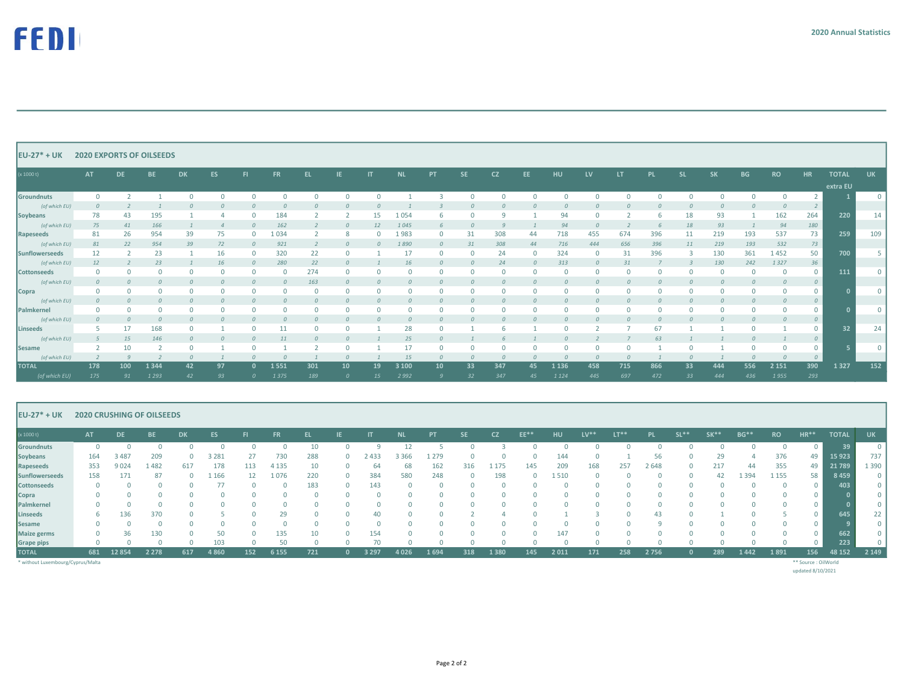**2020 Annual Statistics**

## EU-27* + UK 2020 EXPORTS OF OILSEEDS

| (x 1000 t) | AT | DE | BE | DK | ES | FI | FR | EL | IE | IT | NL | PT | SE | CZ | EE | HU | LV | LT | PL | SL | SK | BG | RO | HR | TOTAL extra EU | UK |
|---|---|---|---|---|---|---|---|---|---|---|---|---|---|---|---|---|---|---|---|---|---|---|---|---|---|---|
| **Groundnuts** | 0 | 2 | 1 | 0 | 0 | 0 | 0 | 0 | 0 | 0 | 1 | 3 | 0 | 0 | 0 | 0 | 0 | 0 | 0 | 0 | 0 | 0 | 0 | 2 | **1** | 0 |
| *(of which EU)* | *0* | *2* | *1* | *0* | *0* | *0* | *0* | *0* | *0* | *0* | *1* | *3* | *0* | *0* | *0* | *0* | *0* | *0* | *0* | *0* | *0* | *0* | *0* | *2* | | |
| **Soybeans** | 78 | 43 | 195 | 1 | 4 | 0 | 184 | 2 | 2 | 15 | 1 054 | 6 | 0 | 9 | 1 | 94 | 0 | 2 | 6 | 18 | 93 | 1 | 162 | 264 | **220** | 14 |
| *(of which EU)* | *75* | *41* | *166* | *1* | *4* | *0* | *162* | *2* | *0* | *12* | *1 045* | *6* | *0* | *9* | *1* | *94* | *0* | *2* | *6* | *18* | *93* | *1* | *94* | *180* | | |
| **Rapeseeds** | 81 | 26 | 954 | 39 | 75 | 0 | 1 034 | 2 | 8 | 0 | 1 983 | 0 | 31 | 308 | 44 | 718 | 455 | 674 | 396 | 11 | 219 | 193 | 537 | 73 | **259** | 109 |
| *(of which EU)* | *81* | *22* | *954* | *39* | *72* | *0* | *921* | *2* | *0* | *0* | *1 890* | *0* | *31* | *308* | *44* | *716* | *444* | *656* | *396* | *11* | *219* | *193* | *532* | *73* | | |
| **Sunflowerseeds** | 12 | 2 | 23 | 1 | 16 | 0 | 320 | 22 | 0 | 1 | 17 | 0 | 0 | 24 | 0 | 324 | 0 | 31 | 396 | 3 | 130 | 361 | 1 452 | 50 | **700** | 5 |
| *(of which EU)* | *12* | *2* | *23* | *1* | *16* | *0* | *280* | *22* | *0* | *1* | *16* | *0* | *0* | *24* | *0* | *313* | *0* | *31* | *7* | *3* | *130* | *242* | *1 327* | *36* | | |
| **Cottonseeds** | 0 | 0 | 0 | 0 | 0 | 0 | 0 | 274 | 0 | 0 | 0 | 0 | 0 | 0 | 0 | 0 | 0 | 0 | 0 | 0 | 0 | 0 | 0 | 0 | **111** | 0 |
| *(of which EU)* | *0* | *0* | *0* | *0* | *0* | *0* | *0* | *163* | *0* | *0* | *0* | *0* | *0* | *0* | *0* | *0* | *0* | *0* | *0* | *0* | *0* | *0* | *0* | *0* | | |
| **Copra** | 0 | 0 | 0 | 0 | 0 | 0 | 0 | 0 | 0 | 0 | 0 | 0 | 0 | 0 | 0 | 0 | 0 | 0 | 0 | 0 | 0 | 0 | 0 | 0 | **0** | 0 |
| *(of which EU)* | *0* | *0* | *0* | *0* | *0* | *0* | *0* | *0* | *0* | *0* | *0* | *0* | *0* | *0* | *0* | *0* | *0* | *0* | *0* | *0* | *0* | *0* | *0* | *0* | | |
| **Palmkernel** | 0 | 0 | 0 | 0 | 0 | 0 | 0 | 0 | 0 | 0 | 0 | 0 | 0 | 0 | 0 | 0 | 0 | 0 | 0 | 0 | 0 | 0 | 0 | 0 | **0** | 0 |
| *(of which EU)* | *0* | *0* | *0* | *0* | *0* | *0* | *0* | *0* | *0* | *0* | *0* | *0* | *0* | *0* | *0* | *0* | *0* | *0* | *0* | *0* | *0* | *0* | *0* | *0* | | |
| **Linseeds** | 5 | 17 | 168 | 0 | 1 | 0 | 11 | 0 | 0 | 1 | 28 | 0 | 1 | 6 | 1 | 0 | 2 | 7 | 67 | 1 | 1 | 0 | 1 | 0 | **32** | 24 |
| *(of which EU)* | *5* | *15* | *146* | *0* | *0* | *0* | *11* | *0* | *0* | *1* | *25* | *0* | *1* | *6* | *1* | *0* | *2* | *7* | *63* | *1* | *1* | *0* | *1* | *0* | | |
| **Sesame** | 2 | 10 | 2 | 0 | 1 | 0 | 1 | 2 | 0 | 1 | 17 | 0 | 0 | 0 | 0 | 0 | 0 | 0 | 1 | 0 | 1 | 0 | 0 | 0 | **5** | 0 |
| *(of which EU)* | *2* | *9* | *2* | *0* | *1* | *0* | *0* | *1* | *0* | *1* | *15* | *0* | *0* | *0* | *0* | *0* | *0* | *0* | *1* | *0* | *1* | *0* | *0* | *0* | | |
| **TOTAL** | **178** | **100** | **1 344** | **42** | **97** | **0** | **1 551** | **301** | **10** | **19** | **3 100** | **10** | **33** | **347** | **45** | **1 136** | **458** | **715** | **866** | **33** | **444** | **556** | **2 151** | **390** | **1 327** | **152** |
| *(of which EU)* | *175* | *91* | *1 293* | *42* | *93* | *0* | *1 375* | *189* | *0* | *15* | *2 992* | *9* | *32* | *347* | *45* | *1 124* | *445* | *697* | *472* | *33* | *444* | *436* | *1 955* | *293* | | |

## EU-27* + UK 2020 CRUSHING OF OILSEEDS

| (x 1000 t) | AT | DE | BE | DK | ES | FI | FR | EL | IE | IT | NL | PT | SE | CZ | EE** | HU | LV** | LT** | PL | SL** | SK** | BG** | RO | HR** | TOTAL | UK |
|---|---|---|---|---|---|---|---|---|---|---|---|---|---|---|---|---|---|---|---|---|---|---|---|---|---|---|
| **Groundnuts** | 0 | 0 | 0 | 0 | 0 | 0 | 0 | 10 | 0 | 9 | 12 | 5 | 0 | 3 | 0 | 0 | 0 | 0 | 0 | 0 | 0 | 0 | 0 | 0 | **39** | 0 |
| **Soybeans** | 164 | 3 487 | 209 | 0 | 3 281 | 27 | 730 | 288 | 0 | 2 433 | 3 366 | 1 279 | 0 | 0 | 0 | 144 | 0 | 1 | 56 | 0 | 29 | 4 | 376 | 49 | **15 923** | 737 |
| **Rapeseeds** | 353 | 9 024 | 1 482 | 617 | 178 | 113 | 4 135 | 10 | 0 | 64 | 68 | 162 | 316 | 1 175 | 145 | 209 | 168 | 257 | 2 648 | 0 | 217 | 44 | 355 | 49 | **21 789** | 1 390 |
| **Sunflowerseeds** | 158 | 171 | 87 | 0 | 1 166 | 12 | 1 076 | 220 | 0 | 384 | 580 | 248 | 0 | 198 | 0 | 1 510 | 0 | 0 | 0 | 0 | 42 | 1 394 | 1 155 | 58 | **8 459** | 0 |
| **Cottonseeds** | 0 | 0 | 0 | 0 | 77 | 0 | 0 | 183 | 0 | 143 | 0 | 0 | 0 | 0 | 0 | 0 | 0 | 0 | 0 | 0 | 0 | 0 | 0 | 0 | **403** | 0 |
| **Copra** | 0 | 0 | 0 | 0 | 0 | 0 | 0 | 0 | 0 | 0 | 0 | 0 | 0 | 0 | 0 | 0 | 0 | 0 | 0 | 0 | 0 | 0 | 0 | 0 | **0** | 0 |
| **Palmkernel** | 0 | 0 | 0 | 0 | 0 | 0 | 0 | 0 | 0 | 0 | 0 | 0 | 0 | 0 | 0 | 0 | 0 | 0 | 0 | 0 | 0 | 0 | 0 | 0 | **0** | 0 |
| **Linseeds** | 6 | 136 | 370 | 0 | 5 | 0 | 29 | 0 | 0 | 40 | 0 | 0 | 2 | 4 | 0 | 1 | 3 | 0 | 43 | 0 | 1 | 0 | 5 | 0 | **645** | 22 |
| **Sesame** | 0 | 0 | 0 | 0 | 0 | 0 | 0 | 0 | 0 | 0 | 0 | 0 | 0 | 0 | 0 | 0 | 0 | 0 | 9 | 0 | 0 | 0 | 0 | 0 | **9** | 0 |
| **Maize germs** | 0 | 36 | 130 | 0 | 50 | 0 | 135 | 10 | 0 | 154 | 0 | 0 | 0 | 0 | 0 | 147 | 0 | 0 | 0 | 0 | 0 | 0 | 0 | 0 | **662** | 0 |
| **Grape pips** | 0 | 0 | 0 | 0 | 103 | 0 | 50 | 0 | 0 | 70 | 0 | 0 | 0 | 0 | 0 | 0 | 0 | 0 | 0 | 0 | 0 | 0 | 0 | 0 | **223** | 0 |
| **TOTAL** | **681** | **12 854** | **2 278** | **617** | **4 860** | **152** | **6 155** | **721** | **0** | **3 297** | **4 026** | **1 694** | **318** | **1 380** | **145** | **2 011** | **171** | **258** | **2 756** | **0** | **289** | **1 442** | **1 891** | **156** | **48 152** | **2 149** |

\* without Luxembourg/Cyprus/Malta

\*\* Source : OilWorld

updated 8/10/2021